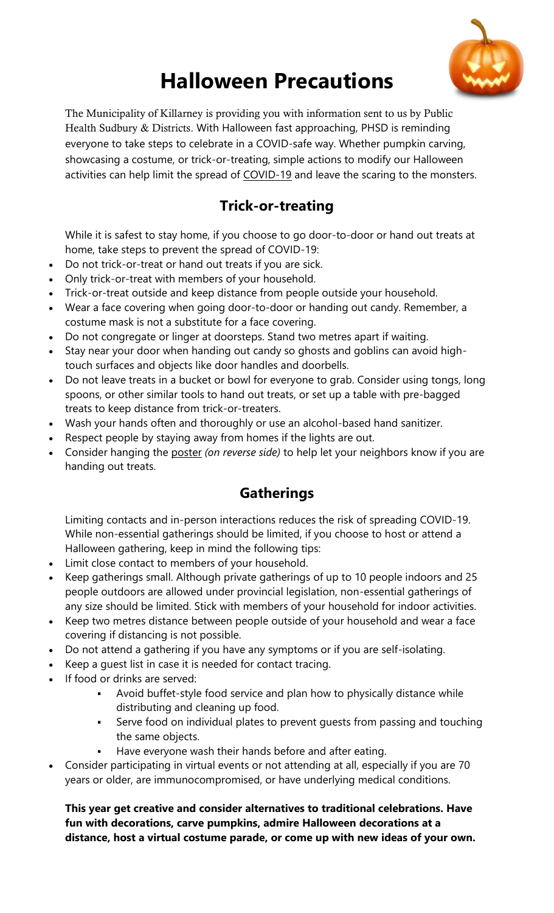# Halloween Precautions

The Municipality of Killarney is providing you with information sent to us by Public Health Sudbury & Districts. With Halloween fast approaching, PHSD is reminding everyone to take steps to celebrate in a COVID-safe way. Whether pumpkin carving, showcasing a costume, or trick-or-treating, simple actions to modify our Halloween activities can help limit the spread of COVID-19 and leave the scaring to the monsters.

## Trick-or-treating

While it is safest to stay home, if you choose to go door-to-door or hand out treats at home, take steps to prevent the spread of COVID-19:

- Do not trick-or-treat or hand out treats if you are sick.
- Only trick-or-treat with members of your household.
- Trick-or-treat outside and keep distance from people outside your household.
- Wear a face covering when going door-to-door or handing out candy. Remember, a costume mask is not a substitute for a face covering.
- Do not congregate or linger at doorsteps. Stand two metres apart if waiting.
- Stay near your door when handing out candy so ghosts and goblins can avoid high-touch surfaces and objects like door handles and doorbells.
- Do not leave treats in a bucket or bowl for everyone to grab. Consider using tongs, long spoons, or other similar tools to hand out treats, or set up a table with pre-bagged treats to keep distance from trick-or-treaters.
- Wash your hands often and thoroughly or use an alcohol-based hand sanitizer.
- Respect people by staying away from homes if the lights are out.
- Consider hanging the poster *(on reverse side)* to help let your neighbors know if you are handing out treats.

## Gatherings

Limiting contacts and in-person interactions reduces the risk of spreading COVID-19. While non-essential gatherings should be limited, if you choose to host or attend a Halloween gathering, keep in mind the following tips:

- Limit close contact to members of your household.
- Keep gatherings small. Although private gatherings of up to 10 people indoors and 25 people outdoors are allowed under provincial legislation, non-essential gatherings of any size should be limited. Stick with members of your household for indoor activities.
- Keep two metres distance between people outside of your household and wear a face covering if distancing is not possible.
- Do not attend a gathering if you have any symptoms or if you are self-isolating.
- Keep a guest list in case it is needed for contact tracing.
- If food or drinks are served:
    - Avoid buffet-style food service and plan how to physically distance while distributing and cleaning up food.
    - Serve food on individual plates to prevent guests from passing and touching the same objects.
    - Have everyone wash their hands before and after eating.
- Consider participating in virtual events or not attending at all, especially if you are 70 years or older, are immunocompromised, or have underlying medical conditions.

**This year get creative and consider alternatives to traditional celebrations. Have fun with decorations, carve pumpkins, admire Halloween decorations at a distance, host a virtual costume parade, or come up with new ideas of your own.**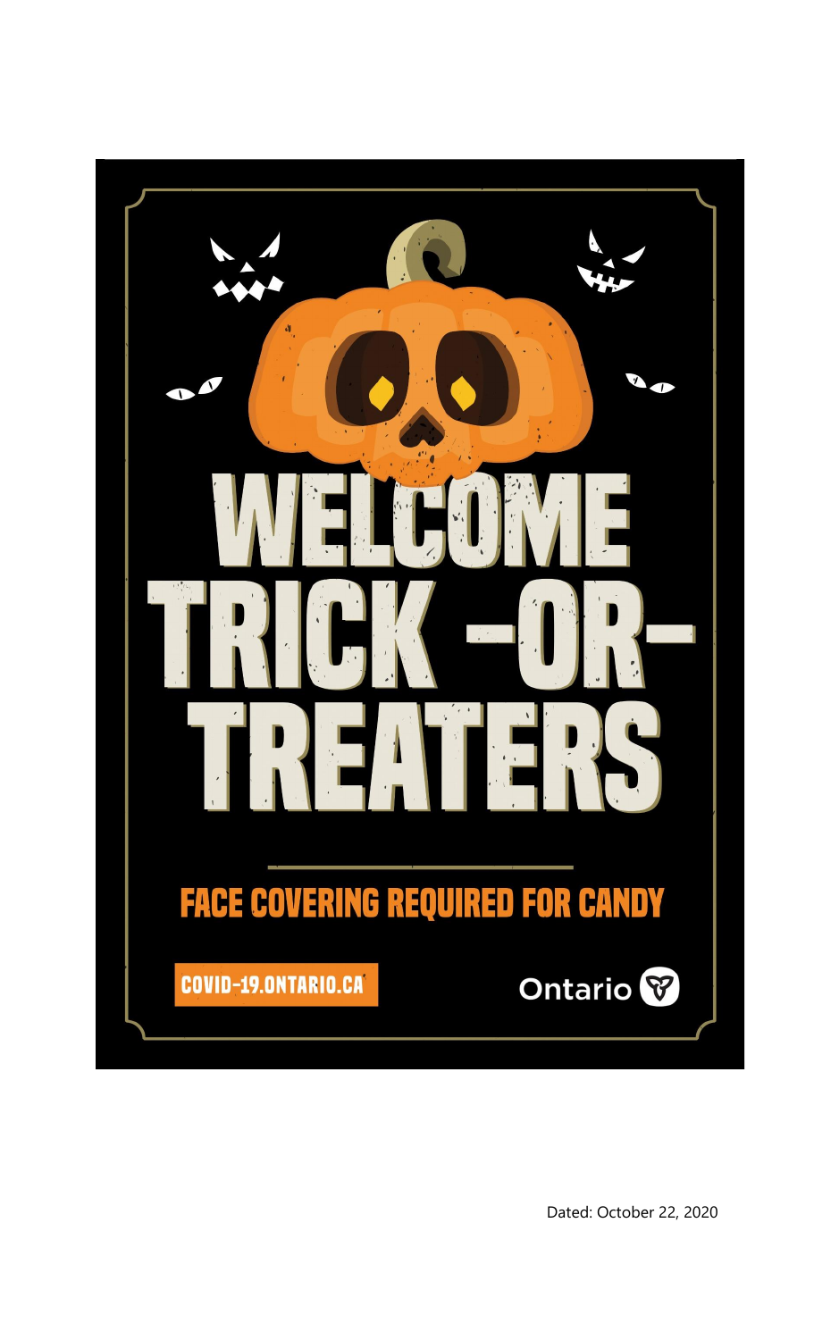# WELCOME TRICK -OR- TREATERS

**FACE COVERING REQUIRED FOR CANDY**

COVID-19.ONTARIO.CA

Ontario

Dated: October 22, 2020